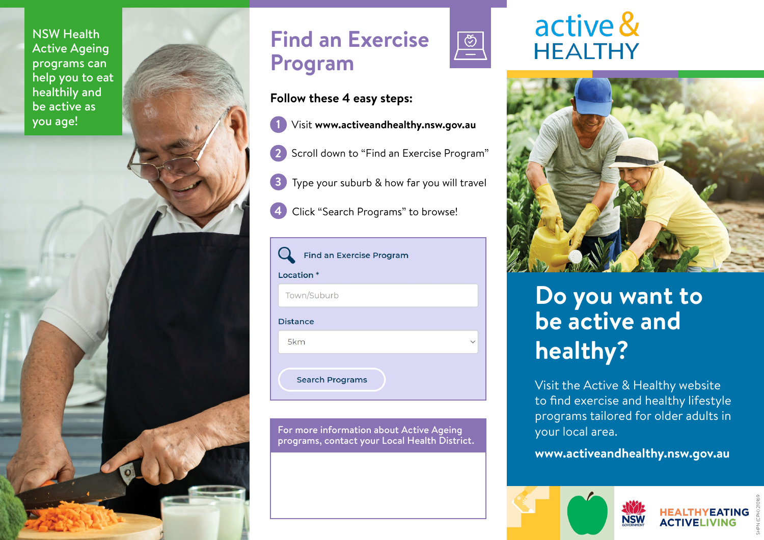NSW Health Active Ageing programs can help you to eat healthily and be active as you age!

# Find an Exercise Program

**Follow these 4 easy steps:**

1. Visit **www.activeandhealthy.nsw.gov.au**
2. Scroll down to "Find an Exercise Program"
3. Type your suburb & how far you will travel
4. Click "Search Programs" to browse!

Find an Exercise Program

Location *

Town/Suburb

Distance

5km

Search Programs

For more information about Active Ageing programs, contact your Local Health District.

active & HEALTHY

# Do you want to be active and healthy?

Visit the Active & Healthy website to find exercise and healthy lifestyle programs tailored for older adults in your local area.

**www.activeandhealthy.nsw.gov.au**

NSW GOVERNMENT

HEALTHY EATING ACTIVE LIVING

SHPN (CPH) 210169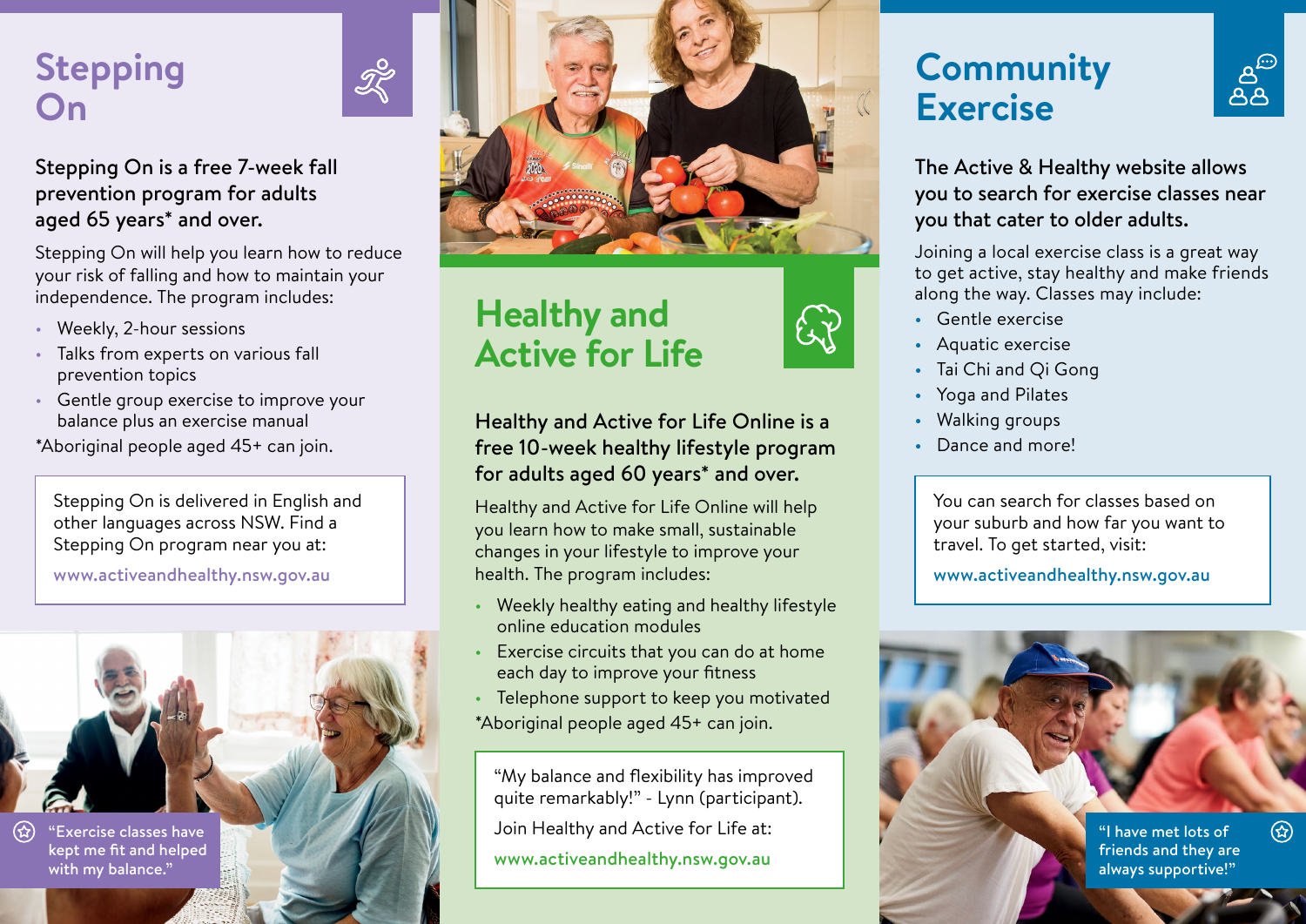# Stepping On

**Stepping On is a free 7-week fall prevention program for adults aged 65 years* and over.**

Stepping On will help you learn how to reduce your risk of falling and how to maintain your independence. The program includes:

- Weekly, 2-hour sessions
- Talks from experts on various fall prevention topics
- Gentle group exercise to improve your balance plus an exercise manual

*Aboriginal people aged 45+ can join.

Stepping On is delivered in English and other languages across NSW. Find a Stepping On program near you at:

www.activeandhealthy.nsw.gov.au

"Exercise classes have kept me fit and helped with my balance."

# Healthy and Active for Life

**Healthy and Active for Life Online is a free 10-week healthy lifestyle program for adults aged 60 years* and over.**

Healthy and Active for Life Online will help you learn how to make small, sustainable changes in your lifestyle to improve your health. The program includes:

- Weekly healthy eating and healthy lifestyle online education modules
- Exercise circuits that you can do at home each day to improve your fitness
- Telephone support to keep you motivated

*Aboriginal people aged 45+ can join.

"My balance and flexibility has improved quite remarkably!" - Lynn (participant).

Join Healthy and Active for Life at:

www.activeandhealthy.nsw.gov.au

# Community Exercise

**The Active & Healthy website allows you to search for exercise classes near you that cater to older adults.**

Joining a local exercise class is a great way to get active, stay healthy and make friends along the way. Classes may include:

- Gentle exercise
- Aquatic exercise
- Tai Chi and Qi Gong
- Yoga and Pilates
- Walking groups
- Dance and more!

You can search for classes based on your suburb and how far you want to travel. To get started, visit:

www.activeandhealthy.nsw.gov.au

"I have met lots of friends and they are always supportive!"